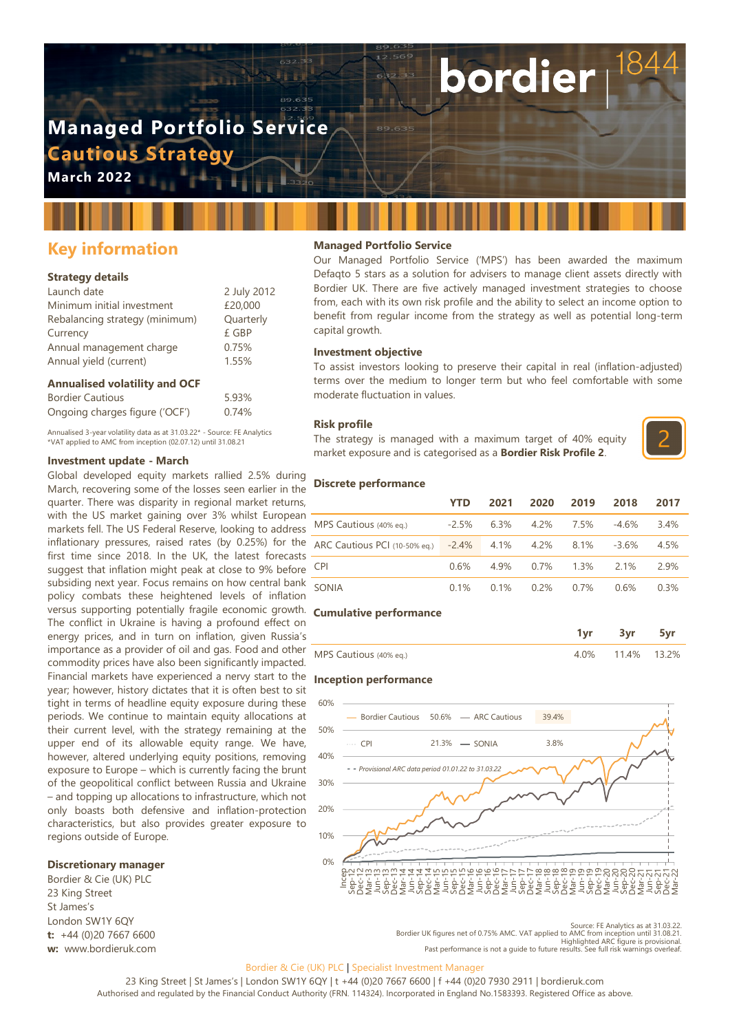# Managed Portfolio Service

## Cautious Strategy

**March 2022**

## Key information

### Strategy details

| | |
|---|---|
| Launch date | 2 July 2012 |
| Minimum initial investment | £20,000 |
| Rebalancing strategy (minimum) | Quarterly |
| Currency | £ GBP |
| Annual management charge | 0.75% |
| Annual yield (current) | 1.55% |

### Annualised volatility and OCF

| | |
|---|---|
| Bordier Cautious | 5.93% |
| Ongoing charges figure ('OCF') | 0.74% |

Annualised 3-year volatility data as at 31.03.22* - Source: FE Analytics
*VAT applied to AMC from inception (02.07.12) until 31.08.21

### Investment update - March

Global developed equity markets rallied 2.5% during March, recovering some of the losses seen earlier in the quarter. There was disparity in regional market returns, with the US market gaining over 3% whilst European markets fell. The US Federal Reserve, looking to address inflationary pressures, raised rates (by 0.25%) for the first time since 2018. In the UK, the latest forecasts suggest that inflation might peak at close to 9% before subsiding next year. Focus remains on how central bank policy combats these heightened levels of inflation versus supporting potentially fragile economic growth. The conflict in Ukraine is having a profound effect on energy prices, and in turn on inflation, given Russia's importance as a provider of oil and gas. Food and other commodity prices have also been significantly impacted. Financial markets have experienced a nervy start to the year; however, history dictates that it is often best to sit tight in terms of headline equity exposure during these periods. We continue to maintain equity allocations at their current level, with the strategy remaining at the upper end of its allowable equity range. We have, however, altered underlying equity positions, removing exposure to Europe – which is currently facing the brunt of the geopolitical conflict between Russia and Ukraine – and topping up allocations to infrastructure, which not only boasts both defensive and inflation-protection characteristics, but also provides greater exposure to regions outside of Europe.

### Discretionary manager

Bordier & Cie (UK) PLC
23 King Street
St James's
London SW1Y 6QY
**t:** +44 (0)20 7667 6600
**w:** www.bordieruk.com

### Managed Portfolio Service

Our Managed Portfolio Service ('MPS') has been awarded the maximum Defaqto 5 stars as a solution for advisers to manage client assets directly with Bordier UK. There are five actively managed investment strategies to choose from, each with its own risk profile and the ability to select an income option to benefit from regular income from the strategy as well as potential long-term capital growth.

### Investment objective

To assist investors looking to preserve their capital in real (inflation-adjusted) terms over the medium to longer term but who feel comfortable with some moderate fluctuation in values.

### Risk profile

The strategy is managed with a maximum target of 40% equity market exposure and is categorised as a **Bordier Risk Profile 2**.

2

### Discrete performance

| | YTD | 2021 | 2020 | 2019 | 2018 | 2017 |
|---|---|---|---|---|---|---|
| MPS Cautious (40% eq.) | -2.5% | 6.3% | 4.2% | 7.5% | -4.6% | 3.4% |
| ARC Cautious PCI (10-50% eq.) | -2.4% | 4.1% | 4.2% | 8.1% | -3.6% | 4.5% |
| CPI | 0.6% | 4.9% | 0.7% | 1.3% | 2.1% | 2.9% |
| SONIA | 0.1% | 0.1% | 0.2% | 0.7% | 0.6% | 0.3% |

### Cumulative performance

| | 1yr | 3yr | 5yr |
|---|---|---|---|
| MPS Cautious (40% eq.) | 4.0% | 11.4% | 13.2% |

### Inception performance

| | | | |
|---|---|---|---|
| Bordier Cautious | 50.6% | ARC Cautious | 39.4% |
| CPI | 21.3% | SONIA | 3.8% |

- - Provisional ARC data period 01.01.22 to 31.03.22

Source: FE Analytics as at 31.03.22.
Bordier UK figures net of 0.75% AMC. VAT applied to AMC from inception until 31.08.21.
Highlighted ARC figure is provisional.
Past performance is not a guide to future results. See full risk warnings overleaf.

Bordier & Cie (UK) PLC | Specialist Investment Manager

23 King Street | St James's | London SW1Y 6QY | t +44 (0)20 7667 6600 | f +44 (0)20 7930 2911 | bordieruk.com
Authorised and regulated by the Financial Conduct Authority (FRN. 114324). Incorporated in England No.1583393. Registered Office as above.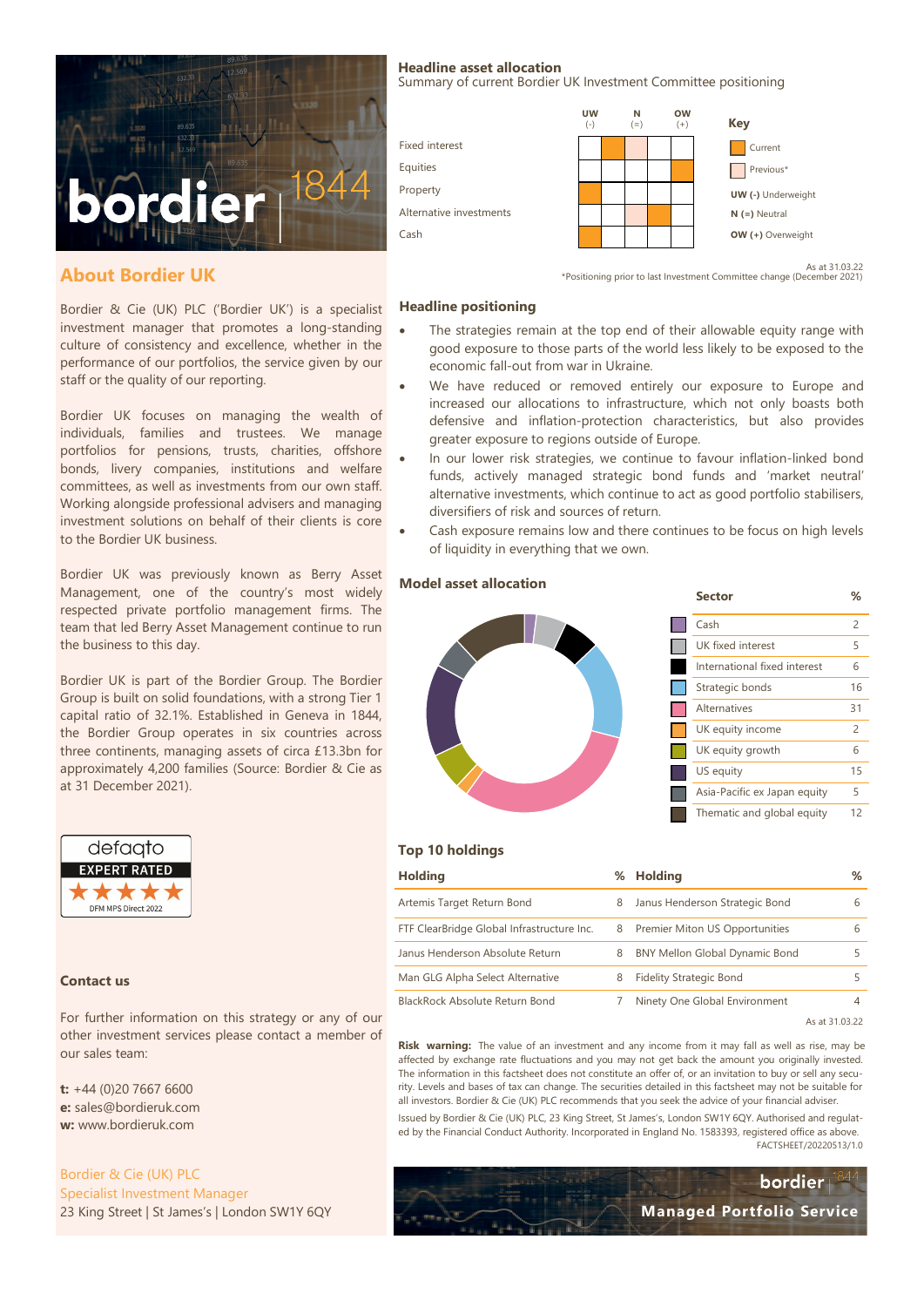bordier 1844

## About Bordier UK

Bordier & Cie (UK) PLC ('Bordier UK') is a specialist investment manager that promotes a long-standing culture of consistency and excellence, whether in the performance of our portfolios, the service given by our staff or the quality of our reporting.

Bordier UK focuses on managing the wealth of individuals, families and trustees. We manage portfolios for pensions, trusts, charities, offshore bonds, livery companies, institutions and welfare committees, as well as investments from our own staff. Working alongside professional advisers and managing investment solutions on behalf of their clients is core to the Bordier UK business.

Bordier UK was previously known as Berry Asset Management, one of the country's most widely respected private portfolio management firms. The team that led Berry Asset Management continue to run the business to this day.

Bordier UK is part of the Bordier Group. The Bordier Group is built on solid foundations, with a strong Tier 1 capital ratio of 32.1%. Established in Geneva in 1844, the Bordier Group operates in six countries across three continents, managing assets of circa £13.3bn for approximately 4,200 families (Source: Bordier & Cie as at 31 December 2021).

defaqto EXPERT RATED ★★★★★ DFM MPS Direct 2022

### Contact us

For further information on this strategy or any of our other investment services please contact a member of our sales team:

**t:** +44 (0)20 7667 6600
**e:** sales@bordieruk.com
**w:** www.bordieruk.com

Bordier & Cie (UK) PLC
Specialist Investment Manager
23 King Street | St James's | London SW1Y 6QY

### Headline asset allocation

Summary of current Bordier UK Investment Committee positioning

| | UW (-) | | N (=) | | OW (+) |
|---|---|---|---|---|---|
| Fixed interest | | Current | Previous* | | |
| Equities | | | | | Current |
| Property | Current | | | | |
| Alternative investments | | | Previous* | Current | |
| Cash | Current | | | | |

Key: Current; Previous*; UW (-) Underweight; N (=) Neutral; OW (+) Overweight

As at 31.03.22
*Positioning prior to last Investment Committee change (December 2021)

### Headline positioning

- The strategies remain at the top end of their allowable equity range with good exposure to those parts of the world less likely to be exposed to the economic fall-out from war in Ukraine.
- We have reduced or removed entirely our exposure to Europe and increased our allocations to infrastructure, which not only boasts both defensive and inflation-protection characteristics, but also provides greater exposure to regions outside of Europe.
- In our lower risk strategies, we continue to favour inflation-linked bond funds, actively managed strategic bond funds and 'market neutral' alternative investments, which continue to act as good portfolio stabilisers, diversifiers of risk and sources of return.
- Cash exposure remains low and there continues to be focus on high levels of liquidity in everything that we own.

### Model asset allocation

| Sector | % |
|---|---|
| Cash | 2 |
| UK fixed interest | 5 |
| International fixed interest | 6 |
| Strategic bonds | 16 |
| Alternatives | 31 |
| UK equity income | 2 |
| UK equity growth | 6 |
| US equity | 15 |
| Asia-Pacific ex Japan equity | 5 |
| Thematic and global equity | 12 |

### Top 10 holdings

| Holding | % | Holding | % |
|---|---|---|---|
| Artemis Target Return Bond | 8 | Janus Henderson Strategic Bond | 6 |
| FTF ClearBridge Global Infrastructure Inc. | 8 | Premier Miton US Opportunities | 6 |
| Janus Henderson Absolute Return | 8 | BNY Mellon Global Dynamic Bond | 5 |
| Man GLG Alpha Select Alternative | 8 | Fidelity Strategic Bond | 5 |
| BlackRock Absolute Return Bond | 7 | Ninety One Global Environment | 4 |

As at 31.03.22

**Risk warning:** The value of an investment and any income from it may fall as well as rise, may be affected by exchange rate fluctuations and you may not get back the amount you originally invested. The information in this factsheet does not constitute an offer of, or an invitation to buy or sell any security. Levels and bases of tax can change. The securities detailed in this factsheet may not be suitable for all investors. Bordier & Cie (UK) PLC recommends that you seek the advice of your financial adviser.

Issued by Bordier & Cie (UK) PLC, 23 King Street, St James's, London SW1Y 6QY. Authorised and regulated by the Financial Conduct Authority. Incorporated in England No. 1583393, registered office as above.
FACTSHEET/20220513/1.0

bordier 1844
**Managed Portfolio Service**